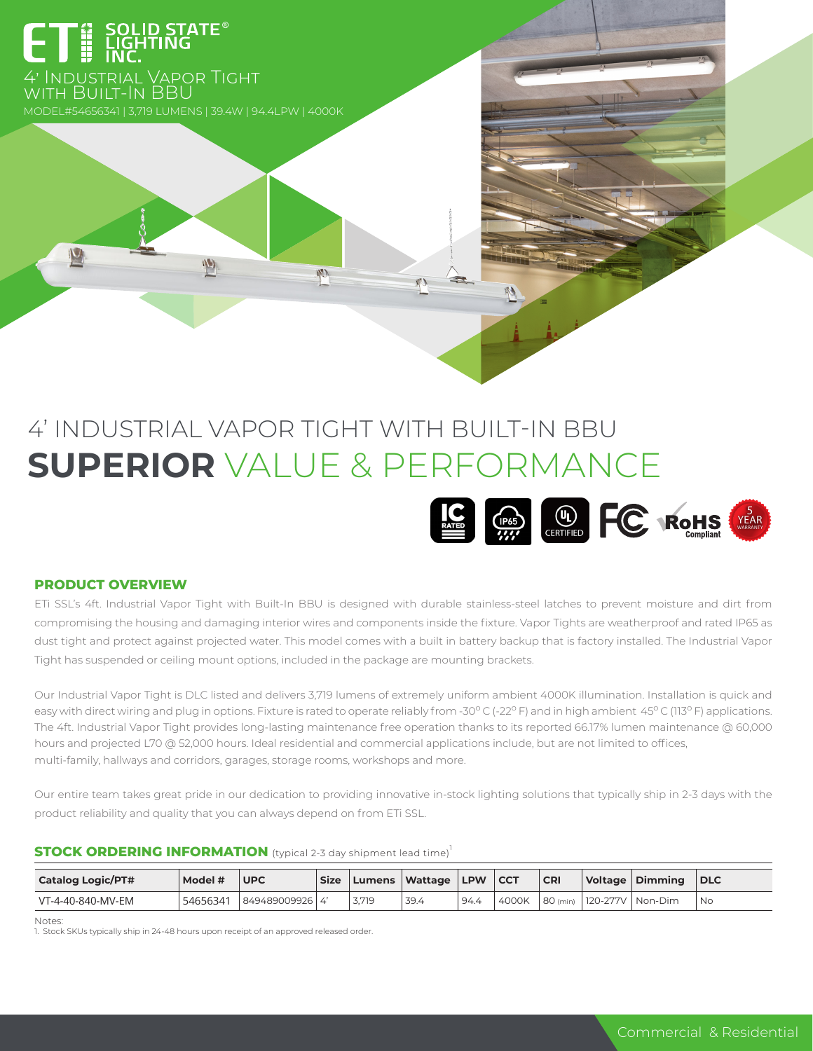ETi SOLID STATE® LIGHTING INC.

# 4' Industrial Vapor Tight with Built-In BBU

MODEL#54656341 | 3,719 LUMENS | 39.4W | 94.4LPW | 4000K

## 4' INDUSTRIAL VAPOR TIGHT WITH BUILT-IN BBU
## **SUPERIOR** VALUE & PERFORMANCE

IC RATED | IP65 | UL CERTIFIED | FC | RoHS Compliant | 5 YEAR WARRANTY

### PRODUCT OVERVIEW

ETi SSL's 4ft. Industrial Vapor Tight with Built-In BBU is designed with durable stainless-steel latches to prevent moisture and dirt from compromising the housing and damaging interior wires and components inside the fixture. Vapor Tights are weatherproof and rated IP65 as dust tight and protect against projected water. This model comes with a built in battery backup that is factory installed. The Industrial Vapor Tight has suspended or ceiling mount options, included in the package are mounting brackets.

Our Industrial Vapor Tight is DLC listed and delivers 3,719 lumens of extremely uniform ambient 4000K illumination. Installation is quick and easy with direct wiring and plug in options. Fixture is rated to operate reliably from -30° C (-22° F) and in high ambient 45° C (113° F) applications. The 4ft. Industrial Vapor Tight provides long-lasting maintenance free operation thanks to its reported 66.17% lumen maintenance @ 60,000 hours and projected L70 @ 52,000 hours. Ideal residential and commercial applications include, but are not limited to offices, multi-family, hallways and corridors, garages, storage rooms, workshops and more.

Our entire team takes great pride in our dedication to providing innovative in-stock lighting solutions that typically ship in 2-3 days with the product reliability and quality that you can always depend on from ETi SSL.

### STOCK ORDERING INFORMATION (typical 2-3 day shipment lead time)[1]

| Catalog Logic/PT# | Model # | UPC | Size | Lumens | Wattage | LPW | CCT | CRI | Voltage | Dimming | DLC |
|---|---|---|---|---|---|---|---|---|---|---|---|
| VT-4-40-840-MV-EM | 54656341 | 849489009926 | 4' | 3,719 | 39.4 | 94.4 | 4000K | 80 (min) | 120-277V | Non-Dim | No |

Notes:
1. Stock SKUs typically ship in 24-48 hours upon receipt of an approved released order.

Commercial & Residential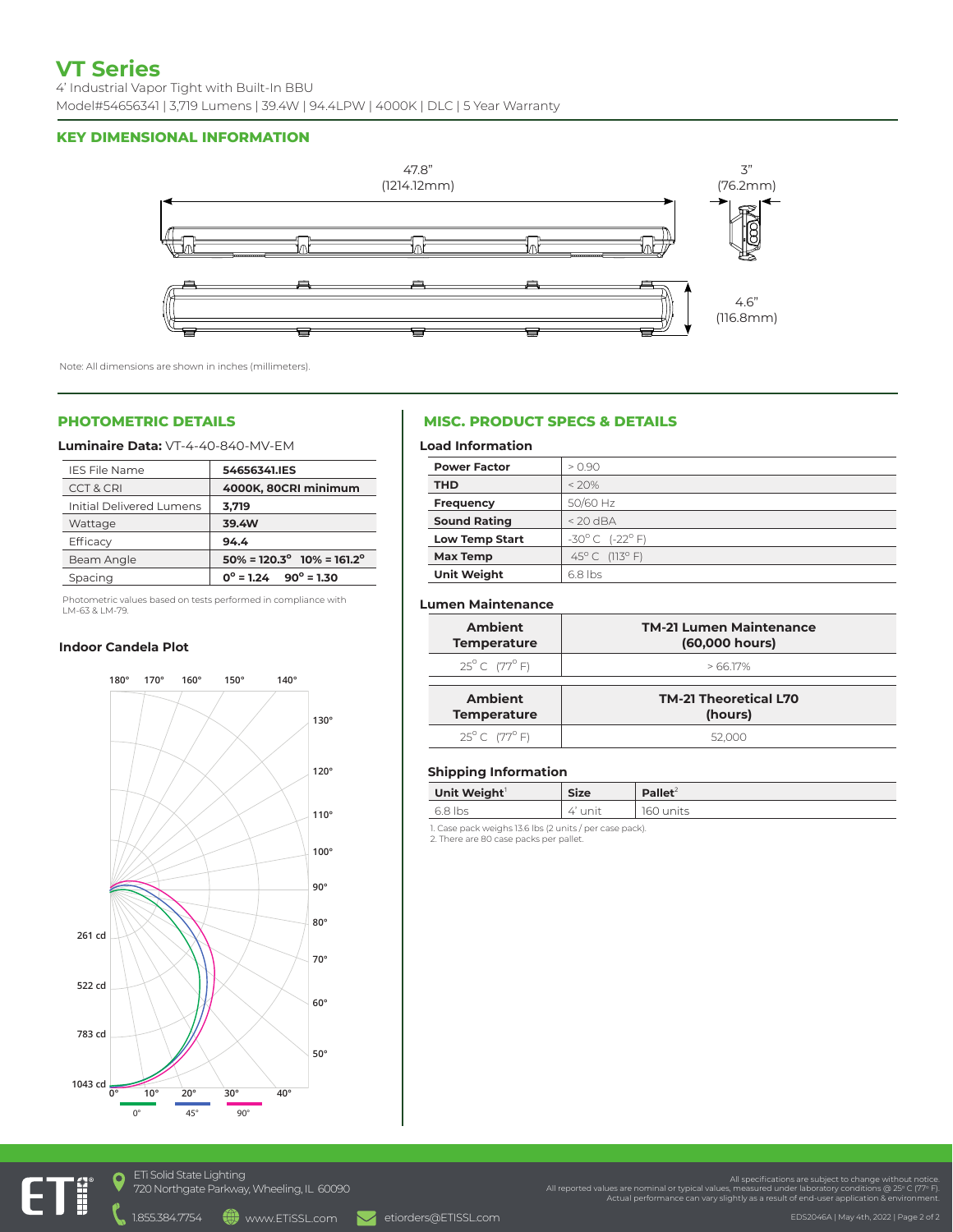# VT Series

4' Industrial Vapor Tight with Built-In BBU

Model#54656341 | 3,719 Lumens | 39.4W | 94.4LPW | 4000K | DLC | 5 Year Warranty

## KEY DIMENSIONAL INFORMATION

47.8"
(1214.12mm)

3"
(76.2mm)

4.6"
(116.8mm)

Note: All dimensions are shown in inches (millimeters).

## PHOTOMETRIC DETAILS

**Luminaire Data:** VT-4-40-840-MV-EM

| | |
|---|---|
| IES File Name | **54656341.IES** |
| CCT & CRI | **4000K, 80CRI minimum** |
| Initial Delivered Lumens | **3,719** |
| Wattage | **39.4W** |
| Efficacy | **94.4** |
| Beam Angle | **50% = 120.3° 10% = 161.2°** |
| Spacing | **0° = 1.24 90° = 1.30** |

Photometric values based on tests performed in compliance with LM-63 & LM-79.

### Indoor Candela Plot

180° 170° 160° 150° 140°
130°
120°
110°
100°
90°
80°
70°
60°
50°
261 cd
522 cd
783 cd
1043 cd
0° 10° 20° 30° 40°
0° 45° 90°

## MISC. PRODUCT SPECS & DETAILS

### Load Information

| | |
|---|---|
| **Power Factor** | > 0.90 |
| **THD** | < 20% |
| **Frequency** | 50/60 Hz |
| **Sound Rating** | < 20 dBA |
| **Low Temp Start** | -30° C (-22° F) |
| **Max Temp** | 45° C (113° F) |
| **Unit Weight** | 6.8 lbs |

### Lumen Maintenance

| Ambient Temperature | TM-21 Lumen Maintenance (60,000 hours) |
|---|---|
| 25° C (77° F) | > 66.17% |

| Ambient Temperature | TM-21 Theoretical L70 (hours) |
|---|---|
| 25° C (77° F) | 52,000 |

### Shipping Information

| Unit Weight[1] | Size | Pallet[2] |
|---|---|---|
| 6.8 lbs | 4' unit | 160 units |

1. Case pack weighs 13.6 lbs (2 units / per case pack).
2. There are 80 case packs per pallet.

ETi Solid State Lighting
720 Northgate Parkway, Wheeling, IL 60090

1.855.384.7754 www.ETiSSL.com etiorders@ETISSL.com

All specifications are subject to change without notice.
All reported values are nominal or typical values, measured under laboratory conditions @ 25° C (77° F).
Actual performance can vary slightly as a result of end-user application & environment.

EDS2046A | May 4th, 2022